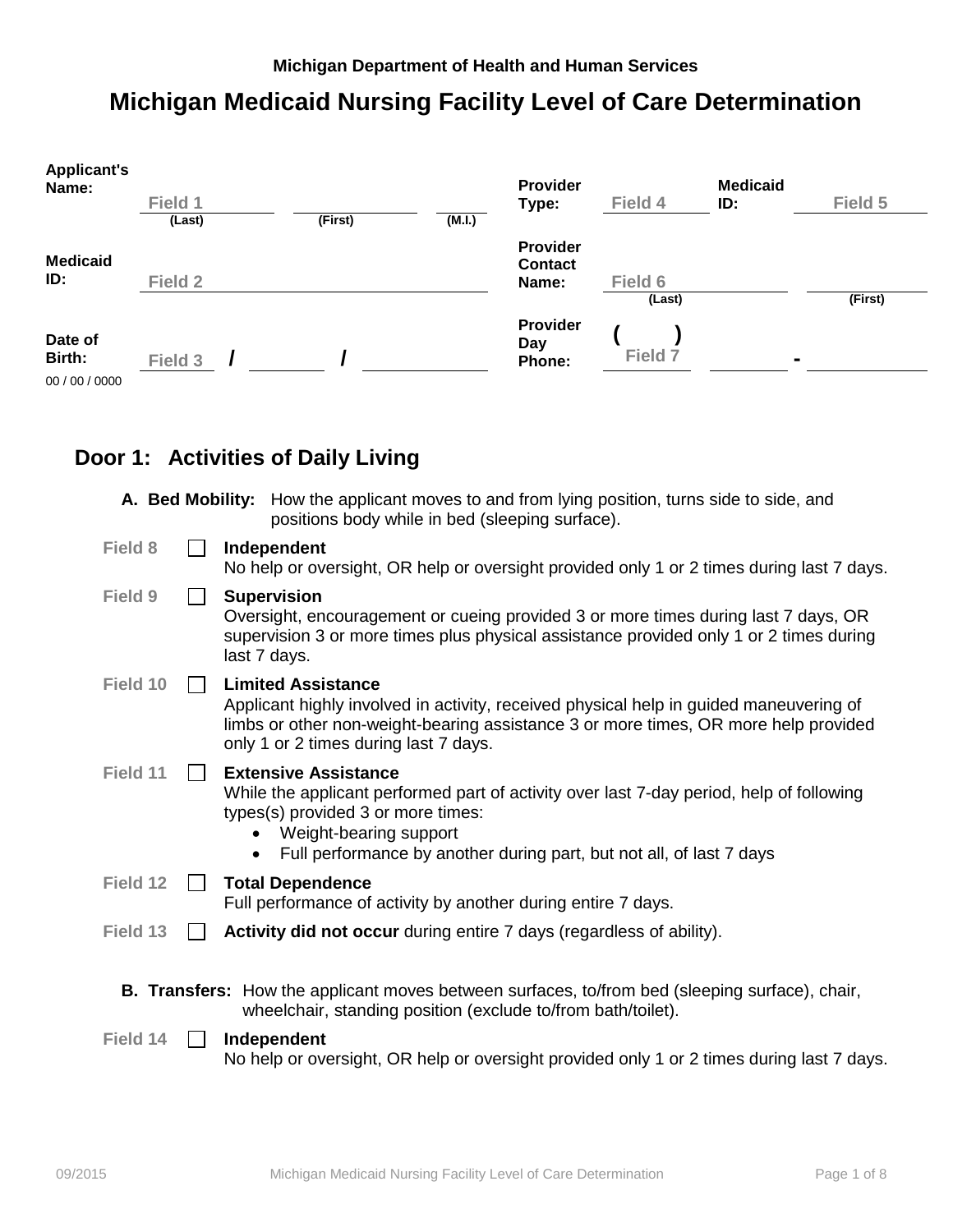Michigan Department of Health and Human Services

# Michigan Medicaid Nursing Facility Level of Care Determination

| | | | | | | | |
|---|---|---|---|---|---|---|---|
| **Applicant's Name:** | Field 1 (Last) | (First) | (M.I.) | **Provider Type:** | Field 4 | **Medicaid ID:** | Field 5 |
| **Medicaid ID:** | Field 2 | | | **Provider Contact Name:** | Field 6 (Last) | | (First) |
| **Date of Birth:** 00 / 00 / 0000 | Field 3 / | / | | **Provider Day Phone:** | ( Field 7 ) | | - |

## Door 1: Activities of Daily Living

**A. Bed Mobility:** How the applicant moves to and from lying position, turns side to side, and positions body while in bed (sleeping surface).

Field 8 ☐ **Independent**
No help or oversight, OR help or oversight provided only 1 or 2 times during last 7 days.

Field 9 ☐ **Supervision**
Oversight, encouragement or cueing provided 3 or more times during last 7 days, OR supervision 3 or more times plus physical assistance provided only 1 or 2 times during last 7 days.

Field 10 ☐ **Limited Assistance**
Applicant highly involved in activity, received physical help in guided maneuvering of limbs or other non-weight-bearing assistance 3 or more times, OR more help provided only 1 or 2 times during last 7 days.

Field 11 ☐ **Extensive Assistance**
While the applicant performed part of activity over last 7-day period, help of following types(s) provided 3 or more times:

- Weight-bearing support
- Full performance by another during part, but not all, of last 7 days

Field 12 ☐ **Total Dependence**
Full performance of activity by another during entire 7 days.

Field 13 ☐ **Activity did not occur** during entire 7 days (regardless of ability).

**B. Transfers:** How the applicant moves between surfaces, to/from bed (sleeping surface), chair, wheelchair, standing position (exclude to/from bath/toilet).

Field 14 ☐ **Independent**
No help or oversight, OR help or oversight provided only 1 or 2 times during last 7 days.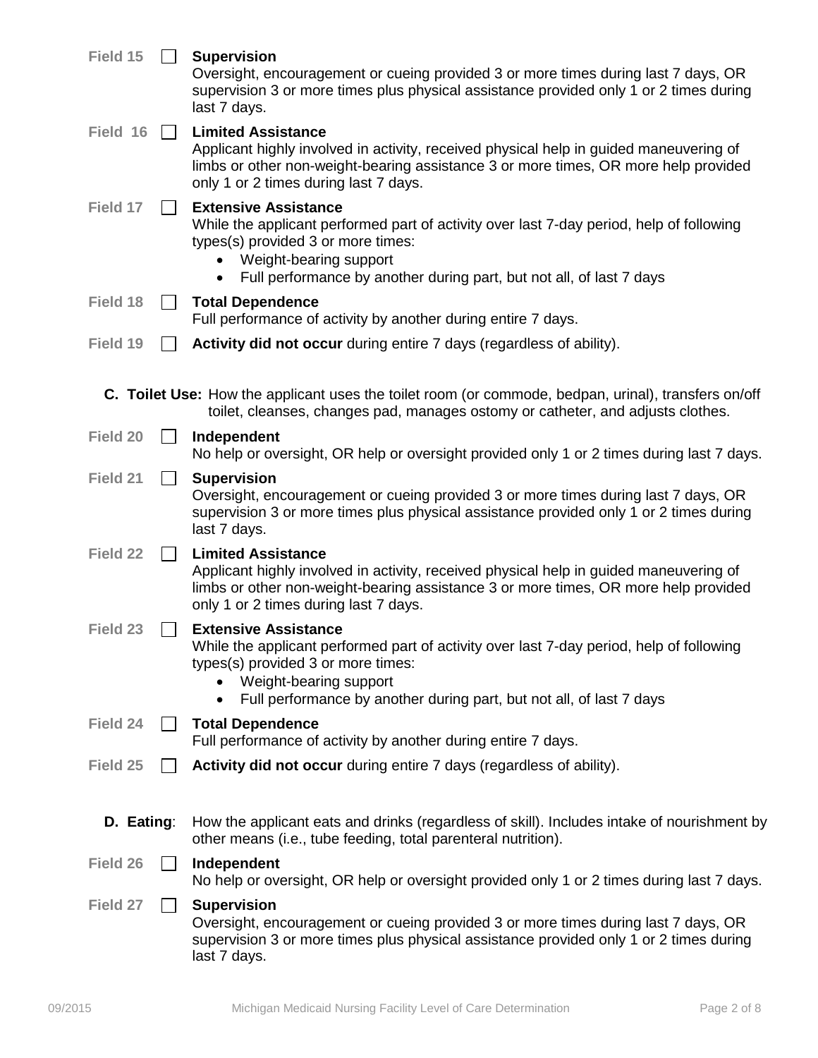Field 15 ☐ **Supervision**
Oversight, encouragement or cueing provided 3 or more times during last 7 days, OR supervision 3 or more times plus physical assistance provided only 1 or 2 times during last 7 days.

Field 16 ☐ **Limited Assistance**
Applicant highly involved in activity, received physical help in guided maneuvering of limbs or other non-weight-bearing assistance 3 or more times, OR more help provided only 1 or 2 times during last 7 days.

Field 17 ☐ **Extensive Assistance**
While the applicant performed part of activity over last 7-day period, help of following types(s) provided 3 or more times:

- Weight-bearing support
- Full performance by another during part, but not all, of last 7 days

Field 18 ☐ **Total Dependence**
Full performance of activity by another during entire 7 days.

Field 19 ☐ **Activity did not occur** during entire 7 days (regardless of ability).

**C. Toilet Use:** How the applicant uses the toilet room (or commode, bedpan, urinal), transfers on/off toilet, cleanses, changes pad, manages ostomy or catheter, and adjusts clothes.

Field 20 ☐ **Independent**
No help or oversight, OR help or oversight provided only 1 or 2 times during last 7 days.

Field 21 ☐ **Supervision**
Oversight, encouragement or cueing provided 3 or more times during last 7 days, OR supervision 3 or more times plus physical assistance provided only 1 or 2 times during last 7 days.

Field 22 ☐ **Limited Assistance**
Applicant highly involved in activity, received physical help in guided maneuvering of limbs or other non-weight-bearing assistance 3 or more times, OR more help provided only 1 or 2 times during last 7 days.

Field 23 ☐ **Extensive Assistance**
While the applicant performed part of activity over last 7-day period, help of following types(s) provided 3 or more times:

- Weight-bearing support
- Full performance by another during part, but not all, of last 7 days

Field 24 ☐ **Total Dependence**
Full performance of activity by another during entire 7 days.

Field 25 ☐ **Activity did not occur** during entire 7 days (regardless of ability).

**D. Eating**: How the applicant eats and drinks (regardless of skill). Includes intake of nourishment by other means (i.e., tube feeding, total parenteral nutrition).

Field 26 ☐ **Independent**
No help or oversight, OR help or oversight provided only 1 or 2 times during last 7 days.

Field 27 ☐ **Supervision**
Oversight, encouragement or cueing provided 3 or more times during last 7 days, OR supervision 3 or more times plus physical assistance provided only 1 or 2 times during last 7 days.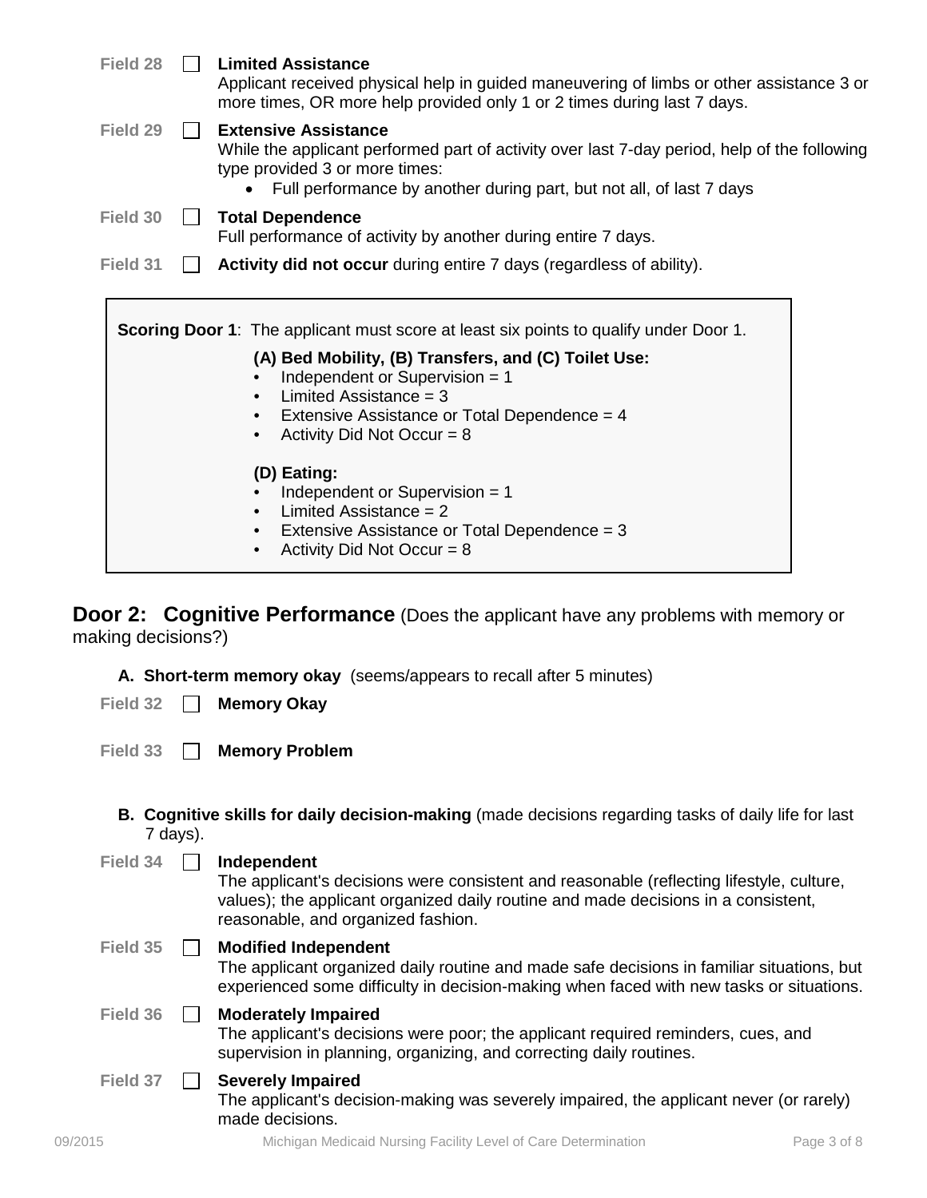Field 28 ☐ **Limited Assistance**
Applicant received physical help in guided maneuvering of limbs or other assistance 3 or more times, OR more help provided only 1 or 2 times during last 7 days.

Field 29 ☐ **Extensive Assistance**
While the applicant performed part of activity over last 7-day period, help of the following type provided 3 or more times:

- Full performance by another during part, but not all, of last 7 days

Field 30 ☐ **Total Dependence**
Full performance of activity by another during entire 7 days.

Field 31 ☐ **Activity did not occur** during entire 7 days (regardless of ability).

> **Scoring Door 1**: The applicant must score at least six points to qualify under Door 1.
>
> **(A) Bed Mobility, (B) Transfers, and (C) Toilet Use:**
> - Independent or Supervision = 1
> - Limited Assistance = 3
> - Extensive Assistance or Total Dependence = 4
> - Activity Did Not Occur = 8
>
> **(D) Eating:**
> - Independent or Supervision = 1
> - Limited Assistance = 2
> - Extensive Assistance or Total Dependence = 3
> - Activity Did Not Occur = 8

## Door 2: Cognitive Performance (Does the applicant have any problems with memory or making decisions?)

**A. Short-term memory okay** (seems/appears to recall after 5 minutes)

Field 32 ☐ **Memory Okay**

Field 33 ☐ **Memory Problem**

**B. Cognitive skills for daily decision-making** (made decisions regarding tasks of daily life for last 7 days).

Field 34 ☐ **Independent**
The applicant's decisions were consistent and reasonable (reflecting lifestyle, culture, values); the applicant organized daily routine and made decisions in a consistent, reasonable, and organized fashion.

Field 35 ☐ **Modified Independent**
The applicant organized daily routine and made safe decisions in familiar situations, but experienced some difficulty in decision-making when faced with new tasks or situations.

Field 36 ☐ **Moderately Impaired**
The applicant's decisions were poor; the applicant required reminders, cues, and supervision in planning, organizing, and correcting daily routines.

Field 37 ☐ **Severely Impaired**
The applicant's decision-making was severely impaired, the applicant never (or rarely) made decisions.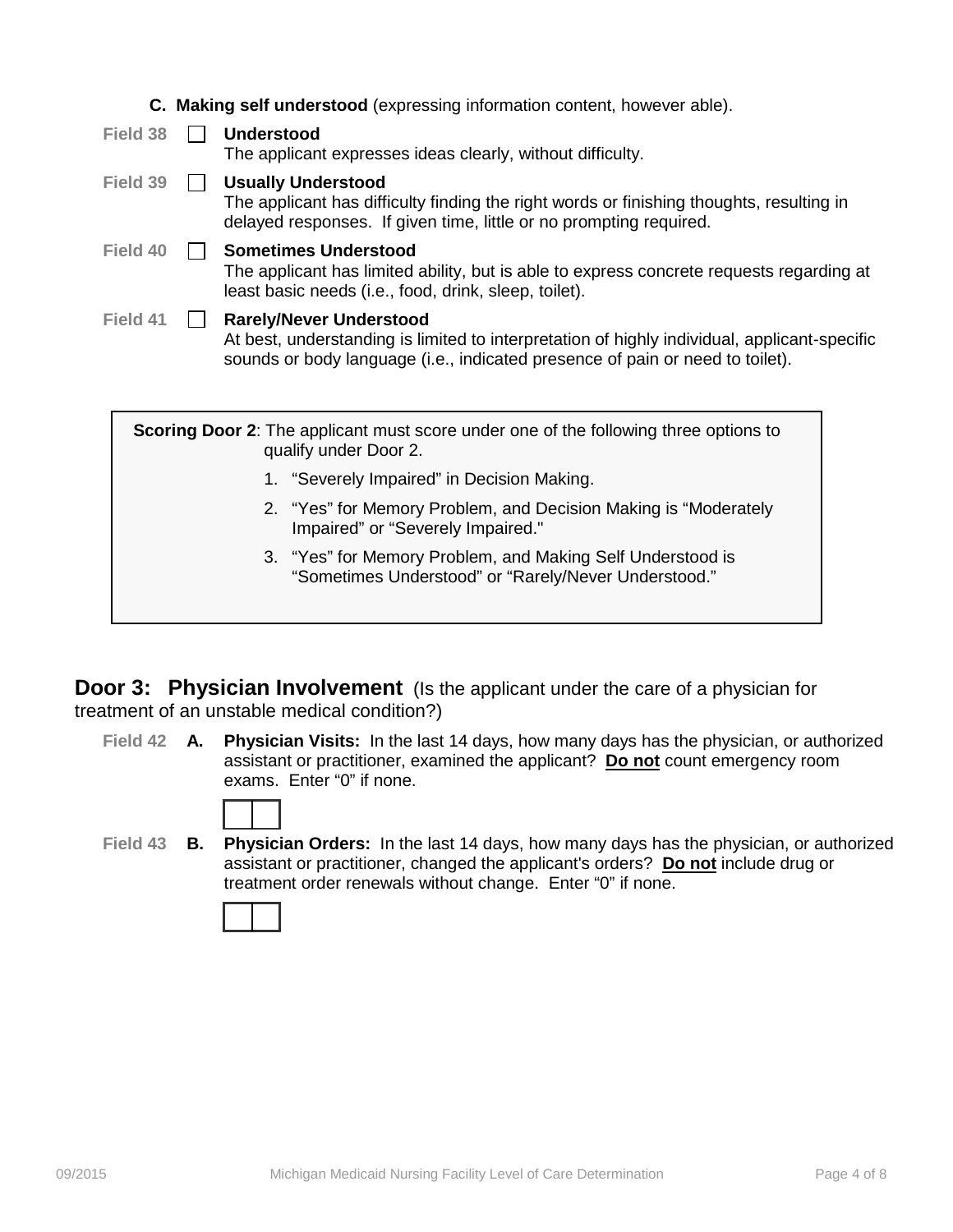**C. Making self understood** (expressing information content, however able).

Field 38 ☐ **Understood**
The applicant expresses ideas clearly, without difficulty.

Field 39 ☐ **Usually Understood**
The applicant has difficulty finding the right words or finishing thoughts, resulting in delayed responses. If given time, little or no prompting required.

Field 40 ☐ **Sometimes Understood**
The applicant has limited ability, but is able to express concrete requests regarding at least basic needs (i.e., food, drink, sleep, toilet).

Field 41 ☐ **Rarely/Never Understood**
At best, understanding is limited to interpretation of highly individual, applicant-specific sounds or body language (i.e., indicated presence of pain or need to toilet).

**Scoring Door 2**: The applicant must score under one of the following three options to qualify under Door 2.

1. "Severely Impaired" in Decision Making.
2. "Yes" for Memory Problem, and Decision Making is "Moderately Impaired" or "Severely Impaired."
3. "Yes" for Memory Problem, and Making Self Understood is "Sometimes Understood" or "Rarely/Never Understood."

## Door 3: Physician Involvement (Is the applicant under the care of a physician for treatment of an unstable medical condition?)

Field 42 **A. Physician Visits:** In the last 14 days, how many days has the physician, or authorized assistant or practitioner, examined the applicant? **Do not** count emergency room exams. Enter "0" if none.

☐☐

Field 43 **B. Physician Orders:** In the last 14 days, how many days has the physician, or authorized assistant or practitioner, changed the applicant's orders? **Do not** include drug or treatment order renewals without change. Enter "0" if none.

☐☐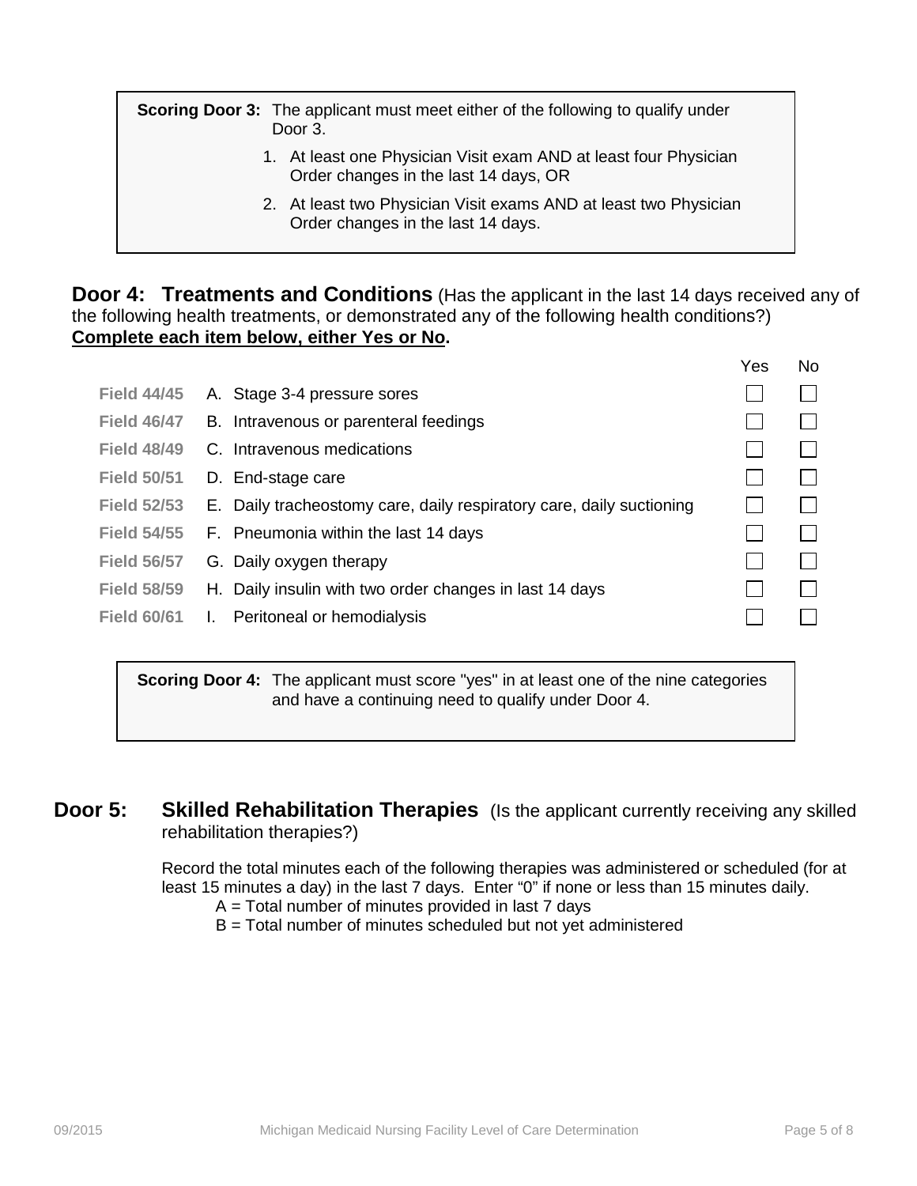**Scoring Door 3:** The applicant must meet either of the following to qualify under Door 3.

1. At least one Physician Visit exam AND at least four Physician Order changes in the last 14 days, OR
2. At least two Physician Visit exams AND at least two Physician Order changes in the last 14 days.

## Door 4: Treatments and Conditions (Has the applicant in the last 14 days received any of the following health treatments, or demonstrated any of the following health conditions?)

**Complete each item below, either Yes or No.**

| Field | Item | Yes | No |
|---|---|---|---|
| Field 44/45 | A. Stage 3-4 pressure sores | ☐ | ☐ |
| Field 46/47 | B. Intravenous or parenteral feedings | ☐ | ☐ |
| Field 48/49 | C. Intravenous medications | ☐ | ☐ |
| Field 50/51 | D. End-stage care | ☐ | ☐ |
| Field 52/53 | E. Daily tracheostomy care, daily respiratory care, daily suctioning | ☐ | ☐ |
| Field 54/55 | F. Pneumonia within the last 14 days | ☐ | ☐ |
| Field 56/57 | G. Daily oxygen therapy | ☐ | ☐ |
| Field 58/59 | H. Daily insulin with two order changes in last 14 days | ☐ | ☐ |
| Field 60/61 | I. Peritoneal or hemodialysis | ☐ | ☐ |

**Scoring Door 4:** The applicant must score "yes" in at least one of the nine categories and have a continuing need to qualify under Door 4.

## Door 5: Skilled Rehabilitation Therapies (Is the applicant currently receiving any skilled rehabilitation therapies?)

Record the total minutes each of the following therapies was administered or scheduled (for at least 15 minutes a day) in the last 7 days. Enter "0" if none or less than 15 minutes daily.

A = Total number of minutes provided in last 7 days
B = Total number of minutes scheduled but not yet administered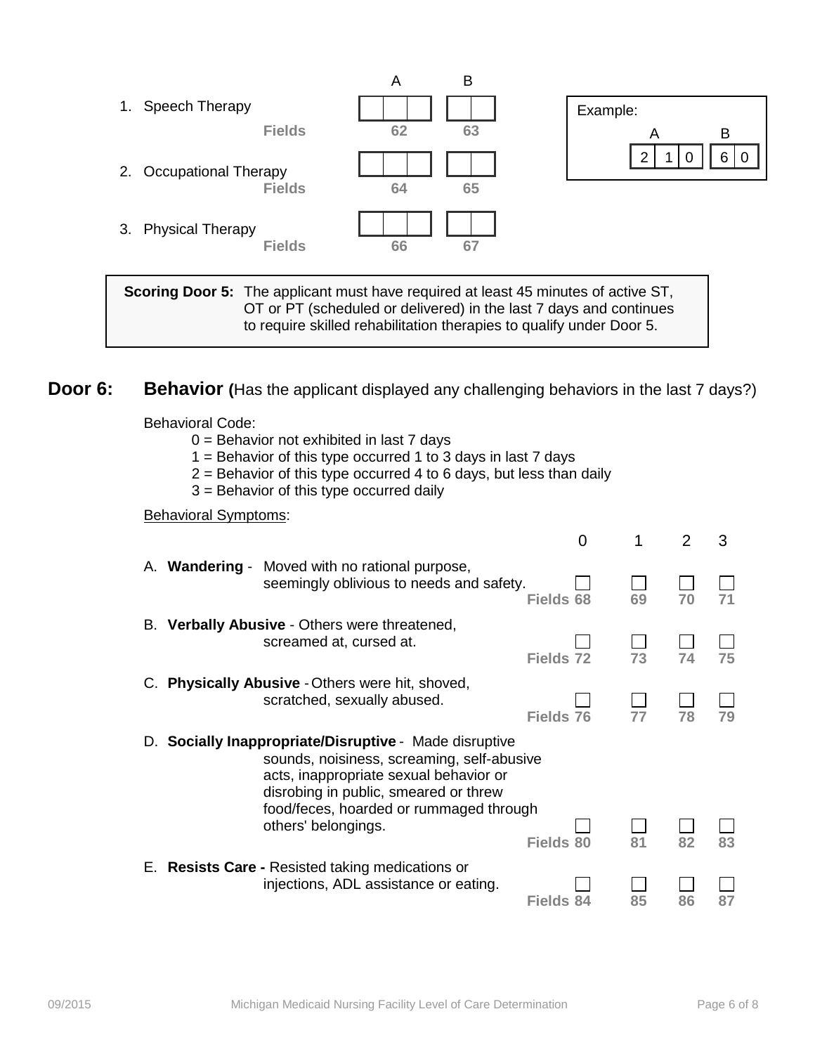| | A | B |
|---|---|---|
| 1. Speech Therapy | | |
| Fields | 62 | 63 |
| 2. Occupational Therapy | | |
| Fields | 64 | 65 |
| 3. Physical Therapy | | |
| Fields | 66 | 67 |

Example:

| A | | | B | |
|---|---|---|---|---|
| 2 | 1 | 0 | 6 | 0 |

**Scoring Door 5:** The applicant must have required at least 45 minutes of active ST, OT or PT (scheduled or delivered) in the last 7 days and continues to require skilled rehabilitation therapies to qualify under Door 5.

## Door 6: Behavior (Has the applicant displayed any challenging behaviors in the last 7 days?)

Behavioral Code:

- 0 = Behavior not exhibited in last 7 days
- 1 = Behavior of this type occurred 1 to 3 days in last 7 days
- 2 = Behavior of this type occurred 4 to 6 days, but less than daily
- 3 = Behavior of this type occurred daily

Behavioral Symptoms:

| | 0 | 1 | 2 | 3 |
|---|---|---|---|---|
| A. **Wandering** - Moved with no rational purpose, seemingly oblivious to needs and safety. | ☐ Fields 68 | ☐ 69 | ☐ 70 | ☐ 71 |
| B. **Verbally Abusive** - Others were threatened, screamed at, cursed at. | ☐ Fields 72 | ☐ 73 | ☐ 74 | ☐ 75 |
| C. **Physically Abusive** - Others were hit, shoved, scratched, sexually abused. | ☐ Fields 76 | ☐ 77 | ☐ 78 | ☐ 79 |
| D. **Socially Inappropriate/Disruptive** - Made disruptive sounds, noisiness, screaming, self-abusive acts, inappropriate sexual behavior or disrobing in public, smeared or threw food/feces, hoarded or rummaged through others' belongings. | ☐ Fields 80 | ☐ 81 | ☐ 82 | ☐ 83 |
| E. **Resists Care -** Resisted taking medications or injections, ADL assistance or eating. | ☐ Fields 84 | ☐ 85 | ☐ 86 | ☐ 87 |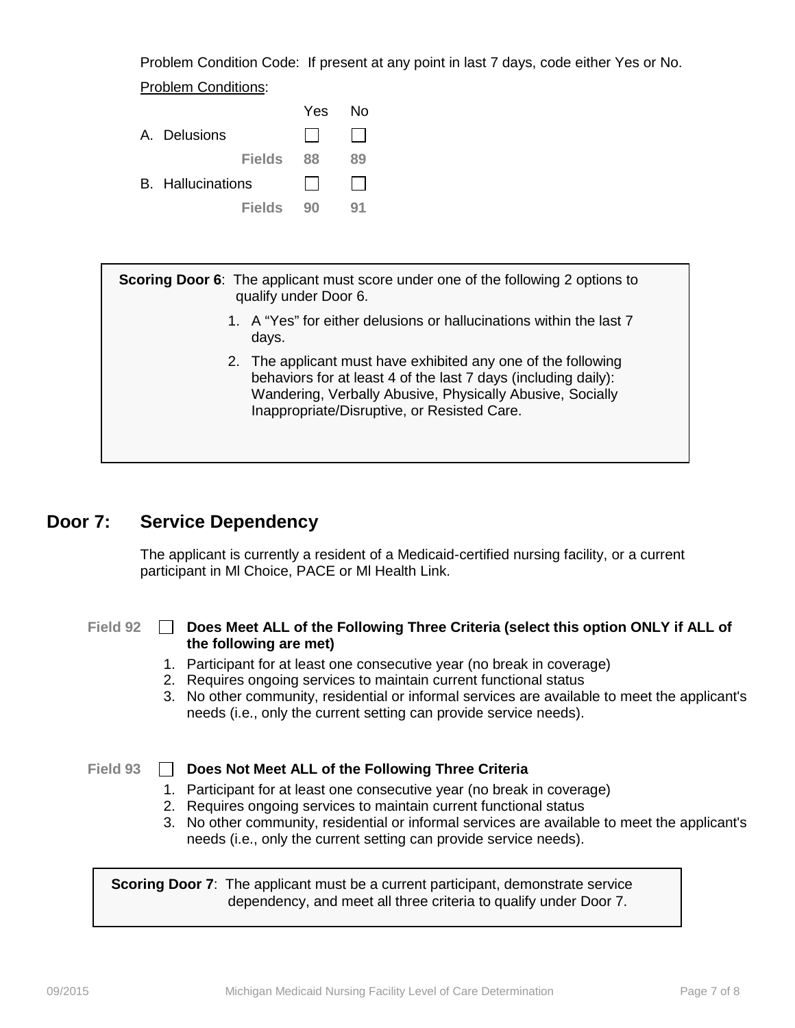Problem Condition Code: If present at any point in last 7 days, code either Yes or No.

Problem Conditions:

| | Yes | No |
|---|---|---|
| A. Delusions | ☐ | ☐ |
| Fields | 88 | 89 |
| B. Hallucinations | ☐ | ☐ |
| Fields | 90 | 91 |

**Scoring Door 6**: The applicant must score under one of the following 2 options to qualify under Door 6.

1. A "Yes" for either delusions or hallucinations within the last 7 days.
2. The applicant must have exhibited any one of the following behaviors for at least 4 of the last 7 days (including daily): Wandering, Verbally Abusive, Physically Abusive, Socially Inappropriate/Disruptive, or Resisted Care.

## Door 7: Service Dependency

The applicant is currently a resident of a Medicaid-certified nursing facility, or a current participant in Ml Choice, PACE or Ml Health Link.

Field 92 ☐ **Does Meet ALL of the Following Three Criteria (select this option ONLY if ALL of the following are met)**

1. Participant for at least one consecutive year (no break in coverage)
2. Requires ongoing services to maintain current functional status
3. No other community, residential or informal services are available to meet the applicant's needs (i.e., only the current setting can provide service needs).

Field 93 ☐ **Does Not Meet ALL of the Following Three Criteria**

1. Participant for at least one consecutive year (no break in coverage)
2. Requires ongoing services to maintain current functional status
3. No other community, residential or informal services are available to meet the applicant's needs (i.e., only the current setting can provide service needs).

**Scoring Door 7**: The applicant must be a current participant, demonstrate service dependency, and meet all three criteria to qualify under Door 7.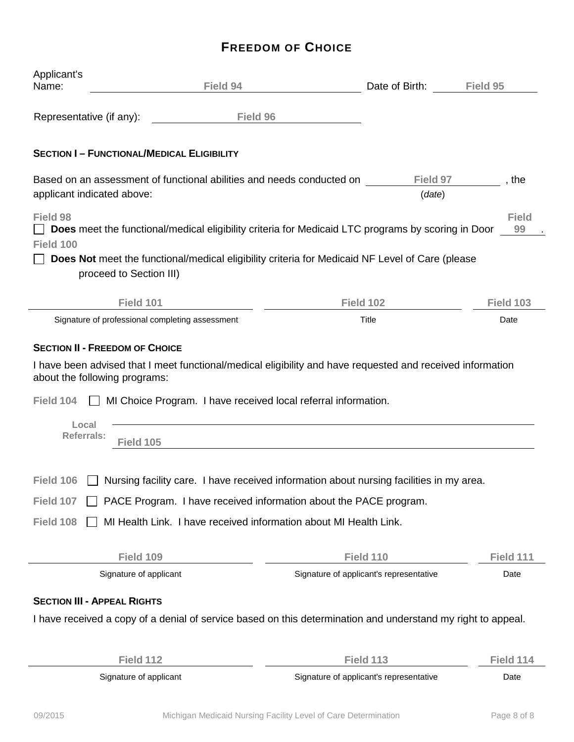# FREEDOM OF CHOICE

Applicant's Name: Field 94 Date of Birth: Field 95

Representative (if any): Field 96

### SECTION I – FUNCTIONAL/MEDICAL ELIGIBILITY

Based on an assessment of functional abilities and needs conducted on Field 97 (*date*), the applicant indicated above:

Field 98
☐ **Does** meet the functional/medical eligibility criteria for Medicaid LTC programs by scoring in Door Field 99 .

Field 100
☐ **Does Not** meet the functional/medical eligibility criteria for Medicaid NF Level of Care (please proceed to Section III)

| Field 101 | Field 102 | Field 103 |
|---|---|---|
| Signature of professional completing assessment | Title | Date |

### SECTION II - FREEDOM OF CHOICE

I have been advised that I meet functional/medical eligibility and have requested and received information about the following programs:

Field 104 ☐ MI Choice Program. I have received local referral information.

Local Referrals: Field 105

Field 106 ☐ Nursing facility care. I have received information about nursing facilities in my area.

Field 107 ☐ PACE Program. I have received information about the PACE program.

Field 108 ☐ MI Health Link. I have received information about MI Health Link.

| Field 109 | Field 110 | Field 111 |
|---|---|---|
| Signature of applicant | Signature of applicant's representative | Date |

### SECTION III - APPEAL RIGHTS

I have received a copy of a denial of service based on this determination and understand my right to appeal.

| Field 112 | Field 113 | Field 114 |
|---|---|---|
| Signature of applicant | Signature of applicant's representative | Date |